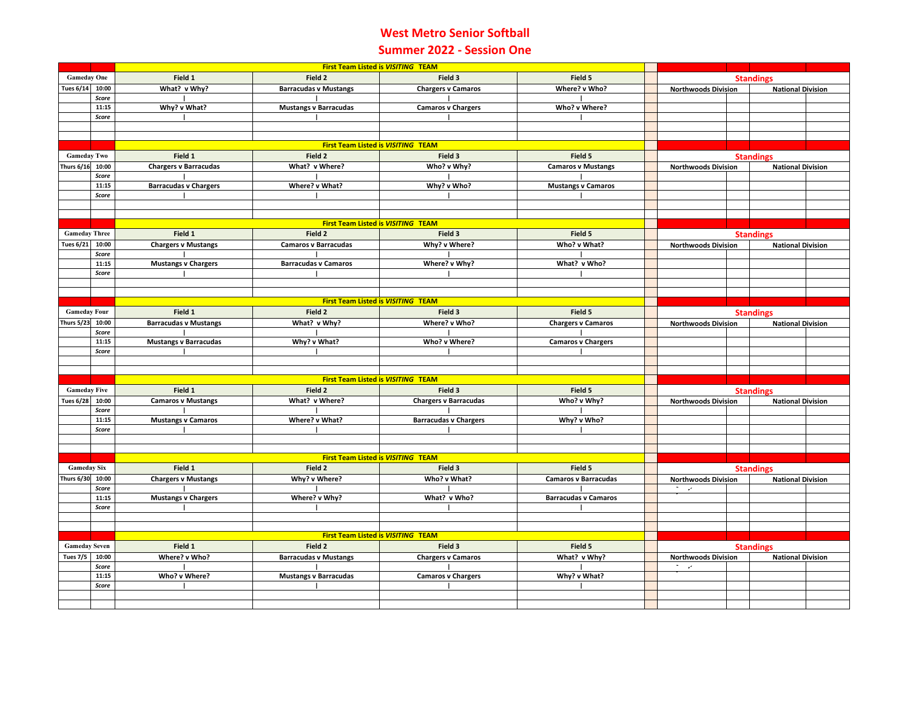# West Metro Senior Softball

## Summer 2022 - Session One

First Team Listed is *VISITING* TEAM

| Gameday One | | Field 1 | Field 2 | Field 3 | Field 5 |
|---|---|---|---|---|---|
| Tues 6/14 | 10:00 | What? v Why? | Barracudas v Mustangs | Chargers v Camaros | Where? v Who? |
| | *Score* | \| | \| | \| | \| |
| | 11:15 | Why? v What? | Mustangs v Barracudas | Camaros v Chargers | Who? v Where? |
| | *Score* | \| | \| | \| | \| |

**Standings**

| Northwoods Division | | National Division | |
|---|---|---|---|
| | | | |

First Team Listed is *VISITING* TEAM

| Gameday Two | | Field 1 | Field 2 | Field 3 | Field 5 |
|---|---|---|---|---|---|
| Thurs 6/16 | 10:00 | Chargers v Barracudas | What? v Where? | Who? v Why? | Camaros v Mustangs |
| | *Score* | \| | \| | \| | \| |
| | 11:15 | Barracudas v Chargers | Where? v What? | Why? v Who? | Mustangs v Camaros |
| | *Score* | \| | \| | \| | \| |

**Standings**

| Northwoods Division | | National Division | |
|---|---|---|---|
| | | | |

First Team Listed is *VISITING* TEAM

| Gameday Three | | Field 1 | Field 2 | Field 3 | Field 5 |
|---|---|---|---|---|---|
| Tues 6/21 | 10:00 | Chargers v Mustangs | Camaros v Barracudas | Why? v Where? | Who? v What? |
| | *Score* | \| | \| | \| | \| |
| | 11:15 | Mustangs v Chargers | Barracudas v Camaros | Where? v Why? | What? v Who? |
| | *Score* | \| | \| | \| | \| |

**Standings**

| Northwoods Division | | National Division | |
|---|---|---|---|
| | | | |

First Team Listed is *VISITING* TEAM

| Gameday Four | | Field 1 | Field 2 | Field 3 | Field 5 |
|---|---|---|---|---|---|
| Thurs 5/23 | 10:00 | Barracudas v Mustangs | What? v Why? | Where? v Who? | Chargers v Camaros |
| | *Score* | \| | \| | \| | \| |
| | 11:15 | Mustangs v Barracudas | Why? v What? | Who? v Where? | Camaros v Chargers |
| | *Score* | \| | \| | \| | \| |

**Standings**

| Northwoods Division | | National Division | |
|---|---|---|---|
| | | | |

First Team Listed is *VISITING* TEAM

| Gameday Five | | Field 1 | Field 2 | Field 3 | Field 5 |
|---|---|---|---|---|---|
| Tues 6/28 | 10:00 | Camaros v Mustangs | What? v Where? | Chargers v Barracudas | Who? v Why? |
| | *Score* | \| | \| | \| | \| |
| | 11:15 | Mustangs v Camaros | Where? v What? | Barracudas v Chargers | Why? v Who? |
| | *Score* | \| | \| | \| | \| |

**Standings**

| Northwoods Division | | National Division | |
|---|---|---|---|
| | | | |

First Team Listed is *VISITING* TEAM

| Gameday Six | | Field 1 | Field 2 | Field 3 | Field 5 |
|---|---|---|---|---|---|
| Thurs 6/30 | 10:00 | Chargers v Mustangs | Why? v Where? | Who? v What? | Camaros v Barracudas |
| | *Score* | \| | \| | \| | \| |
| | 11:15 | Mustangs v Chargers | Where? v Why? | What? v Who? | Barracudas v Camaros |
| | *Score* | \| | \| | \| | \| |

**Standings**

| Northwoods Division | | National Division | |
|---|---|---|---|
| | | | |

First Team Listed is *VISITING* TEAM

| Gameday Seven | | Field 1 | Field 2 | Field 3 | Field 5 |
|---|---|---|---|---|---|
| Tues 7/5 | 10:00 | Where? v Who? | Barracudas v Mustangs | Chargers v Camaros | What? v Why? |
| | *Score* | \| | \| | \| | \| |
| | 11:15 | Who? v Where? | Mustangs v Barracudas | Camaros v Chargers | Why? v What? |
| | *Score* | \| | \| | \| | \| |

**Standings**

| Northwoods Division | | National Division | |
|---|---|---|---|
| | | | |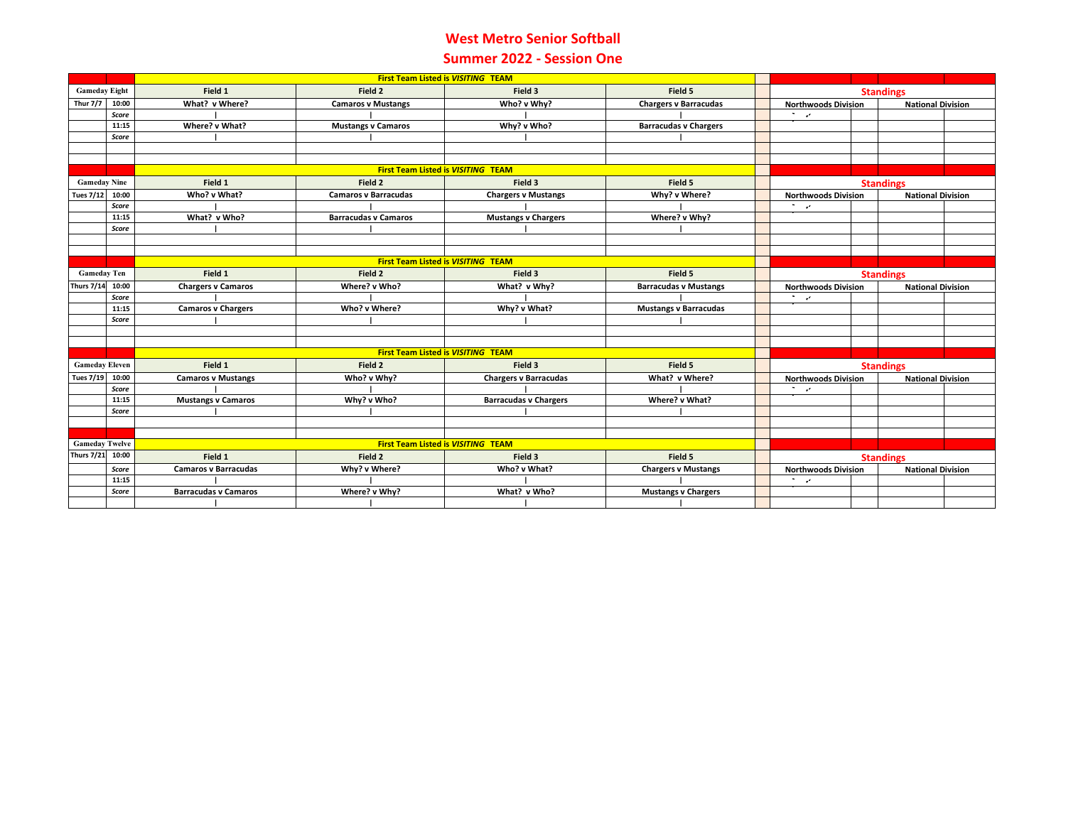# West Metro Senior Softball

## Summer 2022 - Session One

| | | First Team Listed is *VISITING* TEAM | | | | |
|---|---|---|---|---|---|---|
| **Gameday Eight** | | **Field 1** | **Field 2** | **Field 3** | **Field 5** | **Standings** |
| **Thur 7/7** | **10:00** | **What? v Where?** | **Camaros v Mustangs** | **Who? v Why?** | **Chargers v Barracudas** | **Northwoods Division** / **National Division** |
| | ***Score*** | \| | \| | \| | \| | |
| | **11:15** | **Where? v What?** | **Mustangs v Camaros** | **Why? v Who?** | **Barracudas v Chargers** | |
| | ***Score*** | \| | \| | \| | \| | |

| | | First Team Listed is *VISITING* TEAM | | | | |
|---|---|---|---|---|---|---|
| **Gameday Nine** | | **Field 1** | **Field 2** | **Field 3** | **Field 5** | **Standings** |
| **Tues 7/12** | **10:00** | **Who? v What?** | **Camaros v Barracudas** | **Chargers v Mustangs** | **Why? v Where?** | **Northwoods Division** / **National Division** |
| | ***Score*** | \| | \| | \| | \| | |
| | **11:15** | **What? v Who?** | **Barracudas v Camaros** | **Mustangs v Chargers** | **Where? v Why?** | |
| | ***Score*** | \| | \| | \| | \| | |

| | | First Team Listed is *VISITING* TEAM | | | | |
|---|---|---|---|---|---|---|
| **Gameday Ten** | | **Field 1** | **Field 2** | **Field 3** | **Field 5** | **Standings** |
| **Thurs 7/14** | **10:00** | **Chargers v Camaros** | **Where? v Who?** | **What? v Why?** | **Barracudas v Mustangs** | **Northwoods Division** / **National Division** |
| | ***Score*** | \| | \| | \| | \| | |
| | **11:15** | **Camaros v Chargers** | **Who? v Where?** | **Why? v What?** | **Mustangs v Barracudas** | |
| | ***Score*** | \| | \| | \| | \| | |

| | | First Team Listed is *VISITING* TEAM | | | | |
|---|---|---|---|---|---|---|
| **Gameday Eleven** | | **Field 1** | **Field 2** | **Field 3** | **Field 5** | **Standings** |
| **Tues 7/19** | **10:00** | **Camaros v Mustangs** | **Who? v Why?** | **Chargers v Barracudas** | **What? v Where?** | **Northwoods Division** / **National Division** |
| | ***Score*** | \| | \| | \| | \| | |
| | **11:15** | **Mustangs v Camaros** | **Why? v Who?** | **Barracudas v Chargers** | **Where? v What?** | |
| | ***Score*** | \| | \| | \| | \| | |

| | | First Team Listed is *VISITING* TEAM | | | | |
|---|---|---|---|---|---|---|
| **Gameday Twelve** | | **Field 1** | **Field 2** | **Field 3** | **Field 5** | **Standings** |
| **Thurs 7/21** | **10:00** | **Camaros v Barracudas** | **Why? v Where?** | **Who? v What?** | **Chargers v Mustangs** | **Northwoods Division** / **National Division** |
| | ***Score*** | \| | \| | \| | \| | |
| | **11:15** | **Barracudas v Camaros** | **Where? v Why?** | **What? v Who?** | **Mustangs v Chargers** | |
| | ***Score*** | \| | \| | \| | \| | |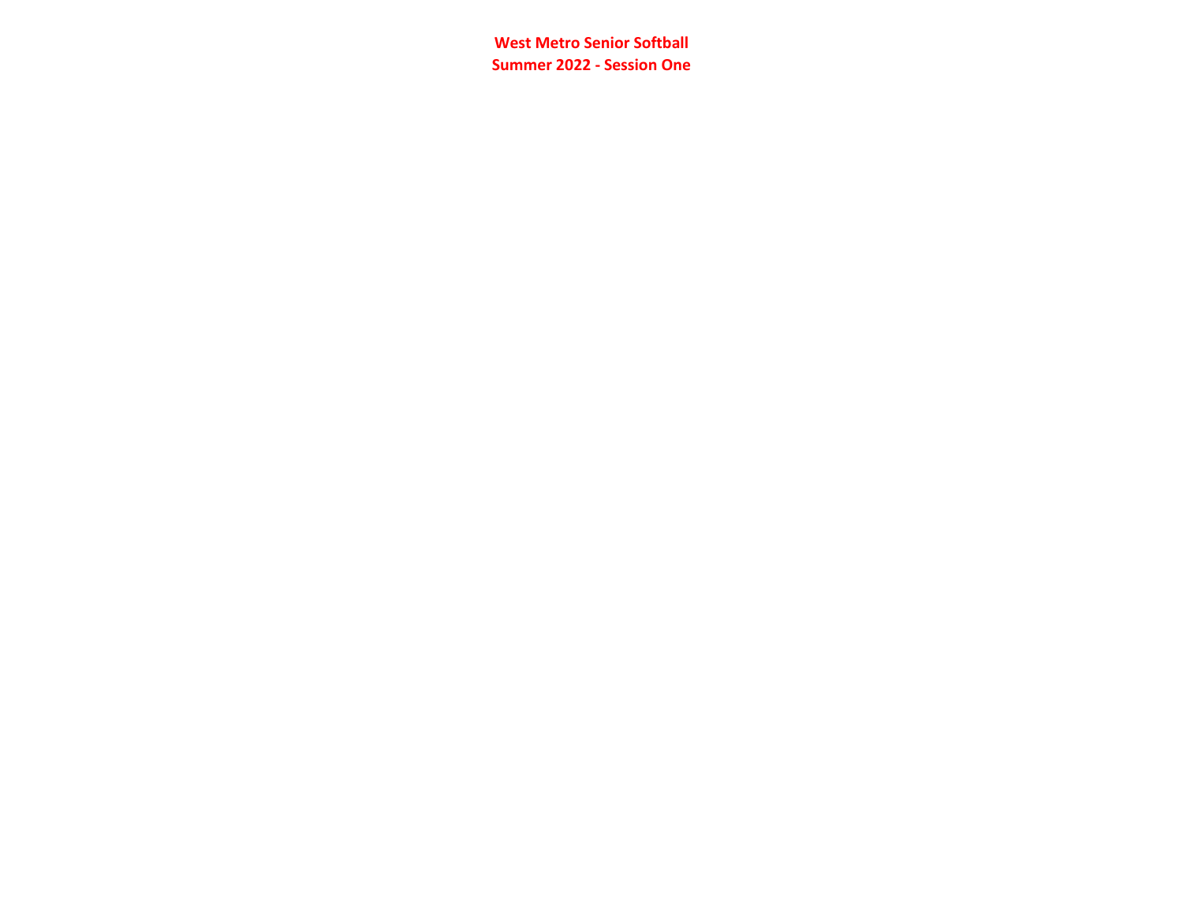**West Metro Senior Softball**
**Summer 2022 - Session One**